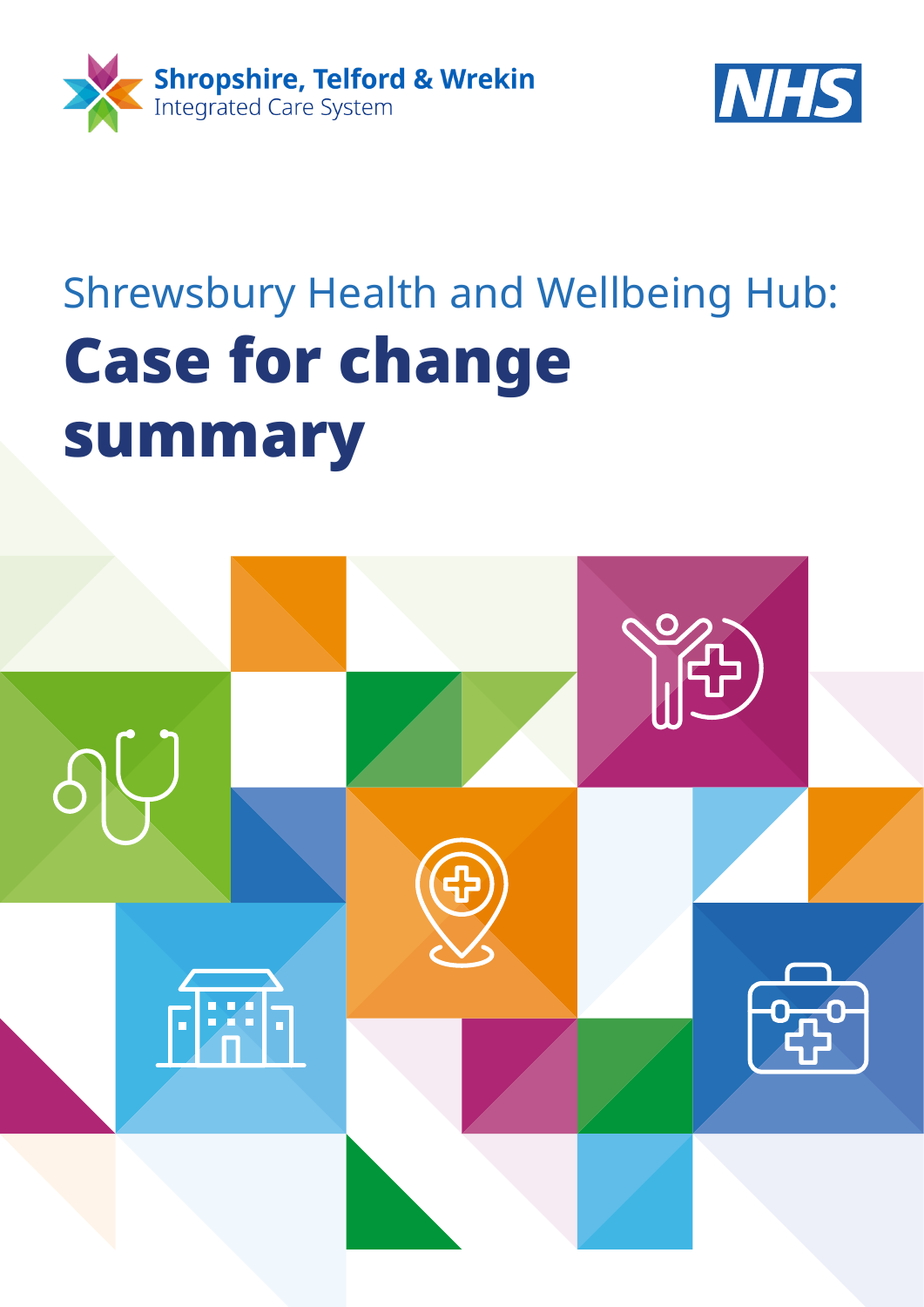Shropshire, Telford & Wrekin
Integrated Care System

NHS

Shrewsbury Health and Wellbeing Hub:

# Case for change summary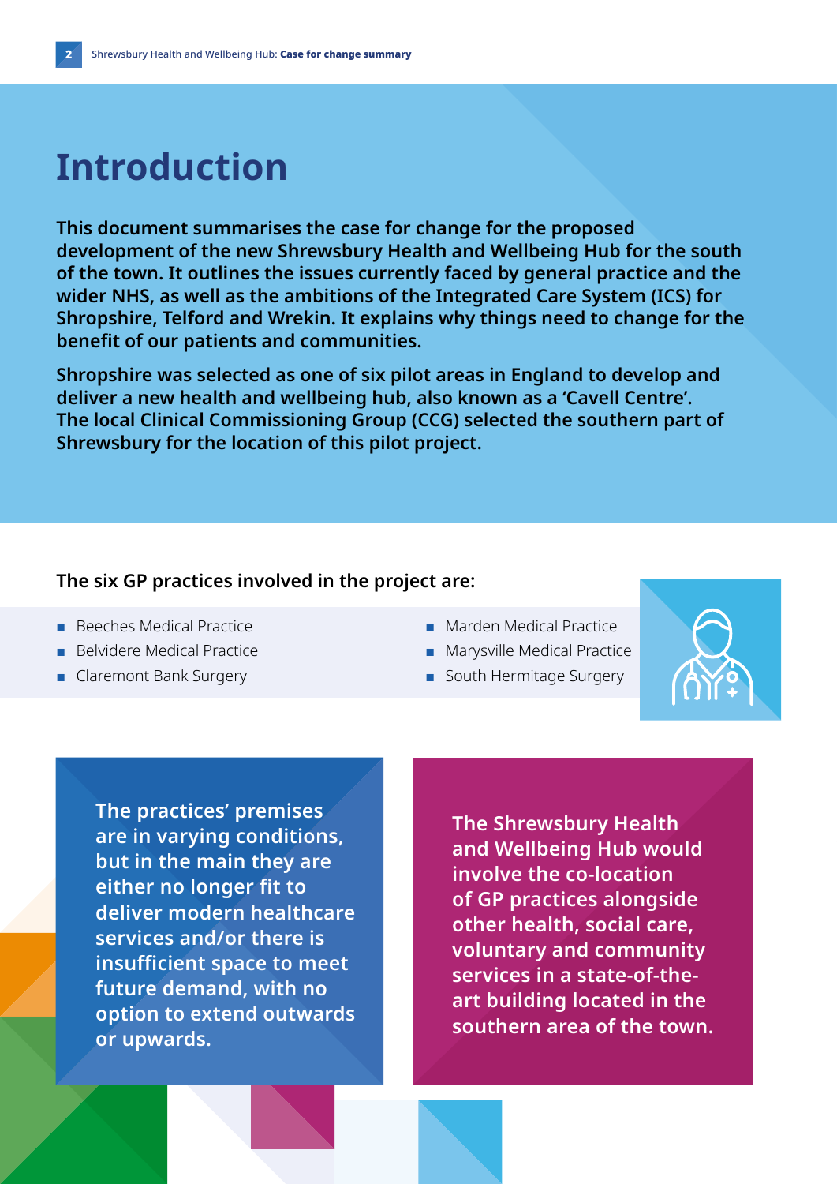# Introduction

**This document summarises the case for change for the proposed development of the new Shrewsbury Health and Wellbeing Hub for the south of the town. It outlines the issues currently faced by general practice and the wider NHS, as well as the ambitions of the Integrated Care System (ICS) for Shropshire, Telford and Wrekin. It explains why things need to change for the benefit of our patients and communities.**

**Shropshire was selected as one of six pilot areas in England to develop and deliver a new health and wellbeing hub, also known as a 'Cavell Centre'. The local Clinical Commissioning Group (CCG) selected the southern part of Shrewsbury for the location of this pilot project.**

**The six GP practices involved in the project are:**

- Beeches Medical Practice
- Belvidere Medical Practice
- Claremont Bank Surgery
- Marden Medical Practice
- Marysville Medical Practice
- South Hermitage Surgery

**The practices' premises are in varying conditions, but in the main they are either no longer fit to deliver modern healthcare services and/or there is insufficient space to meet future demand, with no option to extend outwards or upwards.**

**The Shrewsbury Health and Wellbeing Hub would involve the co-location of GP practices alongside other health, social care, voluntary and community services in a state-of-the-art building located in the southern area of the town.**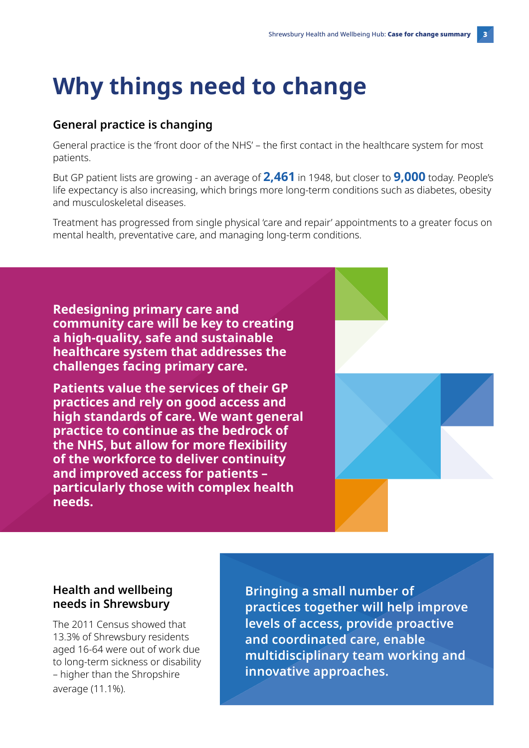# Why things need to change

### General practice is changing

General practice is the 'front door of the NHS' – the first contact in the healthcare system for most patients.

But GP patient lists are growing - an average of **2,461** in 1948, but closer to **9,000** today. People's life expectancy is also increasing, which brings more long-term conditions such as diabetes, obesity and musculoskeletal diseases.

Treatment has progressed from single physical 'care and repair' appointments to a greater focus on mental health, preventative care, and managing long-term conditions.

**Redesigning primary care and community care will be key to creating a high-quality, safe and sustainable healthcare system that addresses the challenges facing primary care.**

**Patients value the services of their GP practices and rely on good access and high standards of care. We want general practice to continue as the bedrock of the NHS, but allow for more flexibility of the workforce to deliver continuity and improved access for patients – particularly those with complex health needs.**

### Health and wellbeing needs in Shrewsbury

The 2011 Census showed that 13.3% of Shrewsbury residents aged 16-64 were out of work due to long-term sickness or disability – higher than the Shropshire average (11.1%).

**Bringing a small number of practices together will help improve levels of access, provide proactive and coordinated care, enable multidisciplinary team working and innovative approaches.**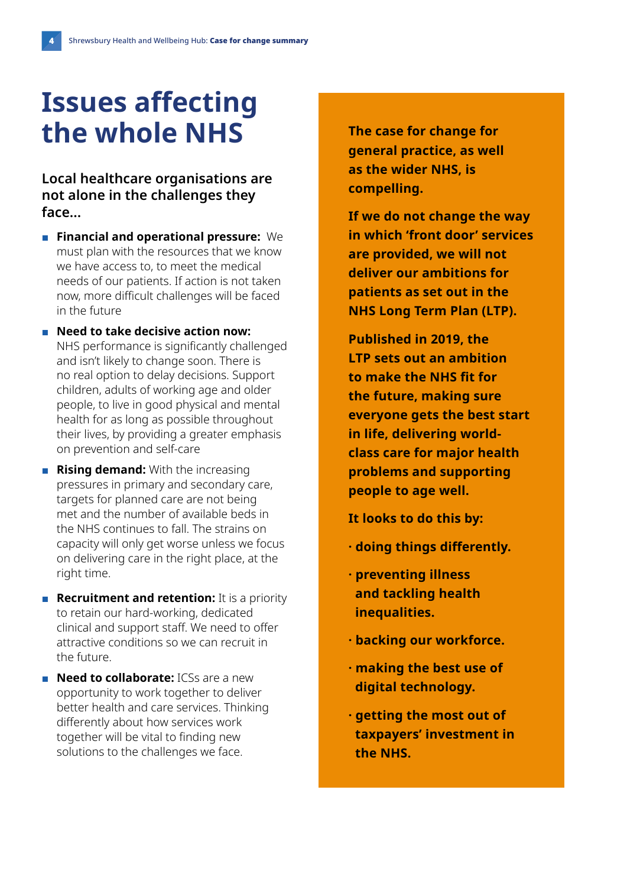# Issues affecting the whole NHS

### Local healthcare organisations are not alone in the challenges they face...

- **Financial and operational pressure:** We must plan with the resources that we know we have access to, to meet the medical needs of our patients. If action is not taken now, more difficult challenges will be faced in the future
- **Need to take decisive action now:** NHS performance is significantly challenged and isn't likely to change soon. There is no real option to delay decisions. Support children, adults of working age and older people, to live in good physical and mental health for as long as possible throughout their lives, by providing a greater emphasis on prevention and self-care
- **Rising demand:** With the increasing pressures in primary and secondary care, targets for planned care are not being met and the number of available beds in the NHS continues to fall. The strains on capacity will only get worse unless we focus on delivering care in the right place, at the right time.
- **Recruitment and retention:** It is a priority to retain our hard-working, dedicated clinical and support staff. We need to offer attractive conditions so we can recruit in the future.
- **Need to collaborate:** ICSs are a new opportunity to work together to deliver better health and care services. Thinking differently about how services work together will be vital to finding new solutions to the challenges we face.

**The case for change for general practice, as well as the wider NHS, is compelling.**

**If we do not change the way in which 'front door' services are provided, we will not deliver our ambitions for patients as set out in the NHS Long Term Plan (LTP).**

**Published in 2019, the LTP sets out an ambition to make the NHS fit for the future, making sure everyone gets the best start in life, delivering world-class care for major health problems and supporting people to age well.**

**It looks to do this by:**

- **doing things differently.**
- **preventing illness and tackling health inequalities.**
- **backing our workforce.**
- **making the best use of digital technology.**
- **getting the most out of taxpayers' investment in the NHS.**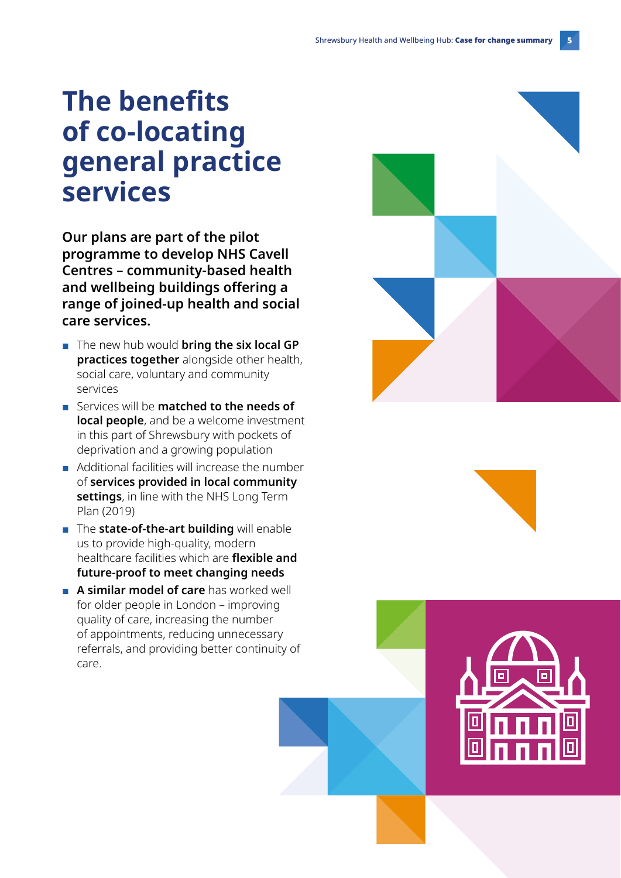# The benefits of co-locating general practice services

**Our plans are part of the pilot programme to develop NHS Cavell Centres – community-based health and wellbeing buildings offering a range of joined-up health and social care services.**

- The new hub would **bring the six local GP practices together** alongside other health, social care, voluntary and community services
- Services will be **matched to the needs of local people**, and be a welcome investment in this part of Shrewsbury with pockets of deprivation and a growing population
- Additional facilities will increase the number of **services provided in local community settings**, in line with the NHS Long Term Plan (2019)
- The **state-of-the-art building** will enable us to provide high-quality, modern healthcare facilities which are **flexible and future-proof to meet changing needs**
- **A similar model of care** has worked well for older people in London – improving quality of care, increasing the number of appointments, reducing unnecessary referrals, and providing better continuity of care.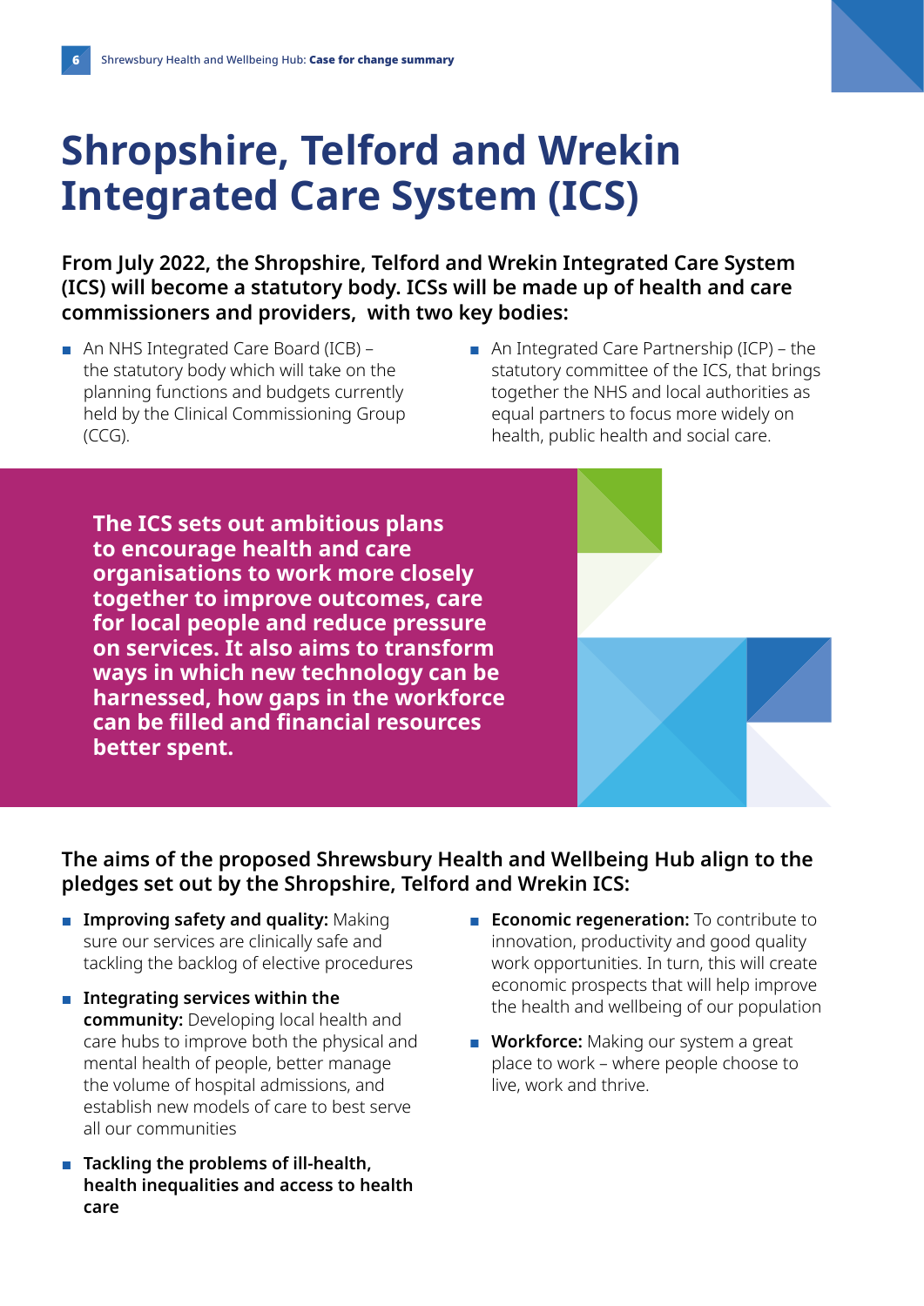# Shropshire, Telford and Wrekin Integrated Care System (ICS)

**From July 2022, the Shropshire, Telford and Wrekin Integrated Care System (ICS) will become a statutory body. ICSs will be made up of health and care commissioners and providers, with two key bodies:**

- An NHS Integrated Care Board (ICB) – the statutory body which will take on the planning functions and budgets currently held by the Clinical Commissioning Group (CCG).
- An Integrated Care Partnership (ICP) – the statutory committee of the ICS, that brings together the NHS and local authorities as equal partners to focus more widely on health, public health and social care.

**The ICS sets out ambitious plans to encourage health and care organisations to work more closely together to improve outcomes, care for local people and reduce pressure on services. It also aims to transform ways in which new technology can be harnessed, how gaps in the workforce can be filled and financial resources better spent.**

**The aims of the proposed Shrewsbury Health and Wellbeing Hub align to the pledges set out by the Shropshire, Telford and Wrekin ICS:**

- **Improving safety and quality:** Making sure our services are clinically safe and tackling the backlog of elective procedures
- **Integrating services within the community:** Developing local health and care hubs to improve both the physical and mental health of people, better manage the volume of hospital admissions, and establish new models of care to best serve all our communities
- **Tackling the problems of ill-health, health inequalities and access to health care**
- **Economic regeneration:** To contribute to innovation, productivity and good quality work opportunities. In turn, this will create economic prospects that will help improve the health and wellbeing of our population
- **Workforce:** Making our system a great place to work – where people choose to live, work and thrive.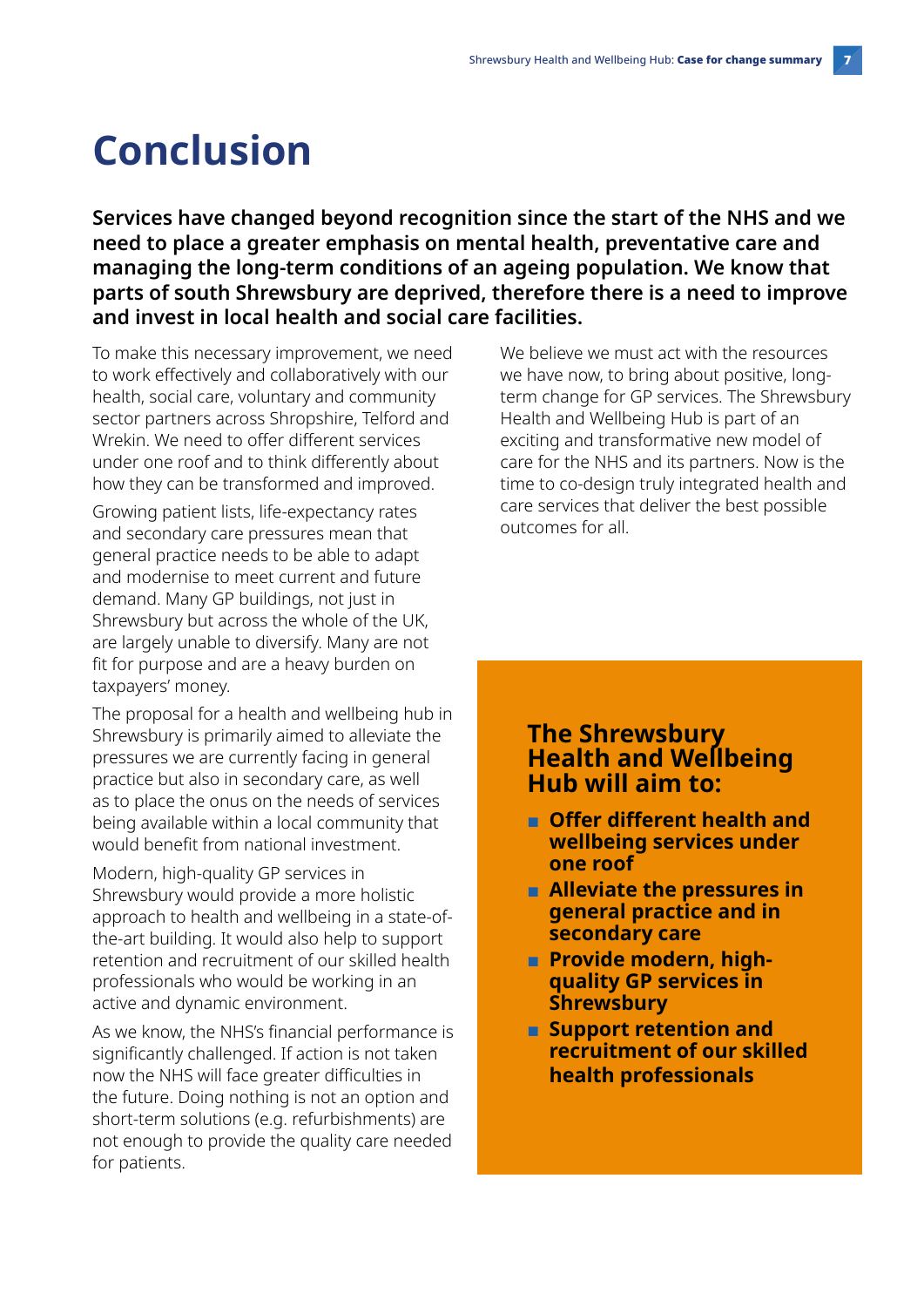# Conclusion

**Services have changed beyond recognition since the start of the NHS and we need to place a greater emphasis on mental health, preventative care and managing the long-term conditions of an ageing population. We know that parts of south Shrewsbury are deprived, therefore there is a need to improve and invest in local health and social care facilities.**

To make this necessary improvement, we need to work effectively and collaboratively with our health, social care, voluntary and community sector partners across Shropshire, Telford and Wrekin. We need to offer different services under one roof and to think differently about how they can be transformed and improved.

Growing patient lists, life-expectancy rates and secondary care pressures mean that general practice needs to be able to adapt and modernise to meet current and future demand. Many GP buildings, not just in Shrewsbury but across the whole of the UK, are largely unable to diversify. Many are not fit for purpose and are a heavy burden on taxpayers' money.

The proposal for a health and wellbeing hub in Shrewsbury is primarily aimed to alleviate the pressures we are currently facing in general practice but also in secondary care, as well as to place the onus on the needs of services being available within a local community that would benefit from national investment.

Modern, high-quality GP services in Shrewsbury would provide a more holistic approach to health and wellbeing in a state-of-the-art building. It would also help to support retention and recruitment of our skilled health professionals who would be working in an active and dynamic environment.

As we know, the NHS's financial performance is significantly challenged. If action is not taken now the NHS will face greater difficulties in the future. Doing nothing is not an option and short-term solutions (e.g. refurbishments) are not enough to provide the quality care needed for patients.

We believe we must act with the resources we have now, to bring about positive, long-term change for GP services. The Shrewsbury Health and Wellbeing Hub is part of an exciting and transformative new model of care for the NHS and its partners. Now is the time to co-design truly integrated health and care services that deliver the best possible outcomes for all.

## The Shrewsbury Health and Wellbeing Hub will aim to:

- **Offer different health and wellbeing services under one roof**
- **Alleviate the pressures in general practice and in secondary care**
- **Provide modern, high-quality GP services in Shrewsbury**
- **Support retention and recruitment of our skilled health professionals**